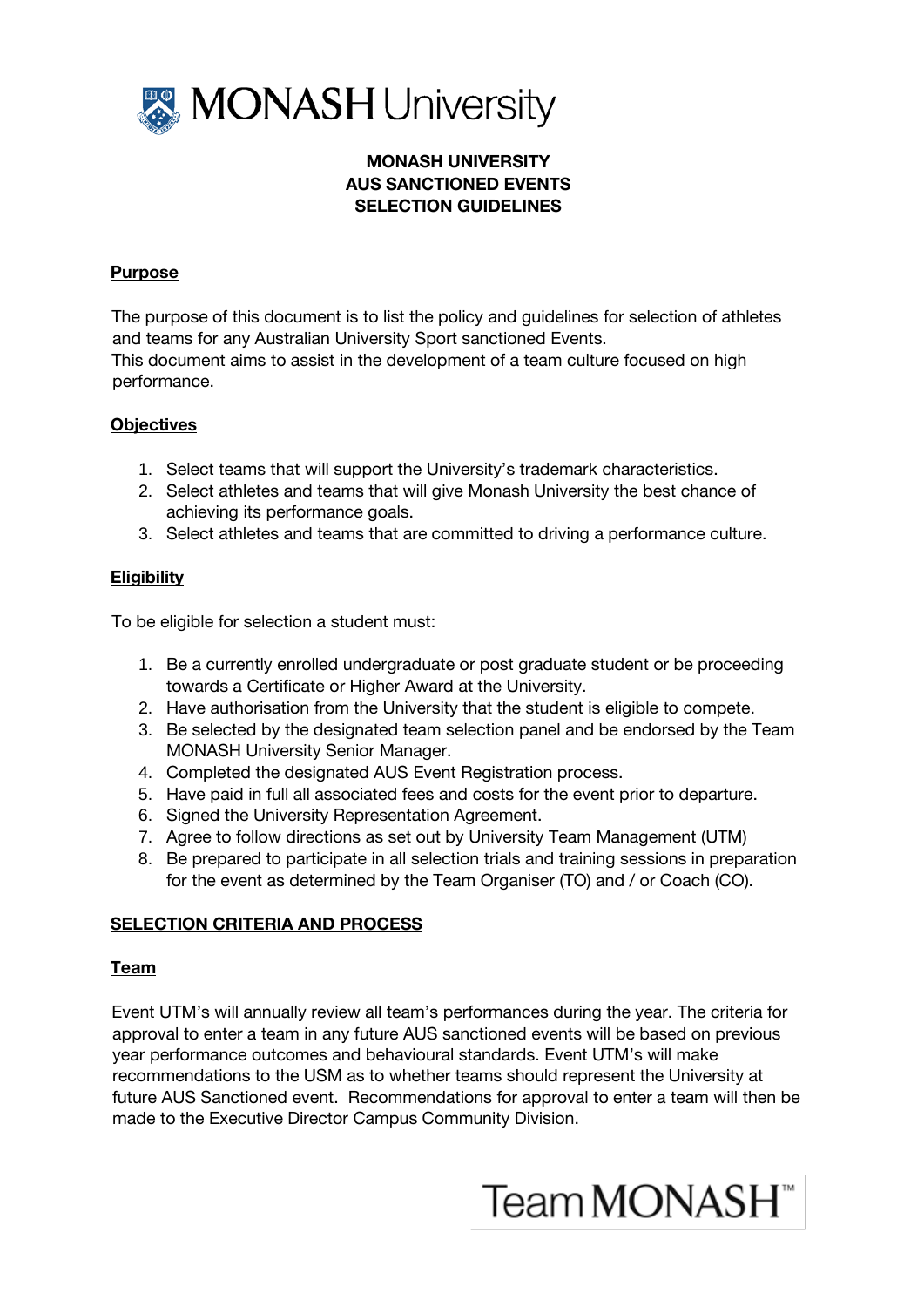**MONASH UNIVERSITY**
**AUS SANCTIONED EVENTS**
**SELECTION GUIDELINES**

## Purpose

The purpose of this document is to list the policy and guidelines for selection of athletes and teams for any Australian University Sport sanctioned Events.
This document aims to assist in the development of a team culture focused on high performance.

## Objectives

1. Select teams that will support the University's trademark characteristics.
2. Select athletes and teams that will give Monash University the best chance of achieving its performance goals.
3. Select athletes and teams that are committed to driving a performance culture.

## Eligibility

To be eligible for selection a student must:

1. Be a currently enrolled undergraduate or post graduate student or be proceeding towards a Certificate or Higher Award at the University.
2. Have authorisation from the University that the student is eligible to compete.
3. Be selected by the designated team selection panel and be endorsed by the Team MONASH University Senior Manager.
4. Completed the designated AUS Event Registration process.
5. Have paid in full all associated fees and costs for the event prior to departure.
6. Signed the University Representation Agreement.
7. Agree to follow directions as set out by University Team Management (UTM)
8. Be prepared to participate in all selection trials and training sessions in preparation for the event as determined by the Team Organiser (TO) and / or Coach (CO).

## SELECTION CRITERIA AND PROCESS

### Team

Event UTM's will annually review all team's performances during the year. The criteria for approval to enter a team in any future AUS sanctioned events will be based on previous year performance outcomes and behavioural standards. Event UTM's will make recommendations to the USM as to whether teams should represent the University at future AUS Sanctioned event. Recommendations for approval to enter a team will then be made to the Executive Director Campus Community Division.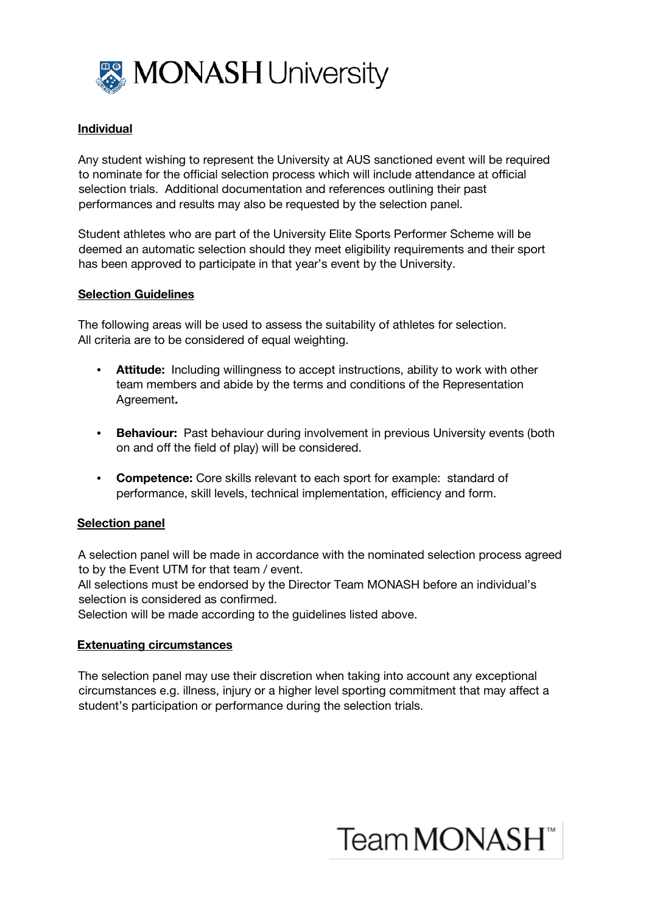**Individual**

Any student wishing to represent the University at AUS sanctioned event will be required to nominate for the official selection process which will include attendance at official selection trials. Additional documentation and references outlining their past performances and results may also be requested by the selection panel.

Student athletes who are part of the University Elite Sports Performer Scheme will be deemed an automatic selection should they meet eligibility requirements and their sport has been approved to participate in that year's event by the University.

**Selection Guidelines**

The following areas will be used to assess the suitability of athletes for selection. All criteria are to be considered of equal weighting.

- **Attitude:** Including willingness to accept instructions, ability to work with other team members and abide by the terms and conditions of the Representation Agreement**.**
- **Behaviour:** Past behaviour during involvement in previous University events (both on and off the field of play) will be considered.
- **Competence:** Core skills relevant to each sport for example: standard of performance, skill levels, technical implementation, efficiency and form.

**Selection panel**

A selection panel will be made in accordance with the nominated selection process agreed to by the Event UTM for that team / event.
All selections must be endorsed by the Director Team MONASH before an individual's selection is considered as confirmed.
Selection will be made according to the guidelines listed above.

**Extenuating circumstances**

The selection panel may use their discretion when taking into account any exceptional circumstances e.g. illness, injury or a higher level sporting commitment that may affect a student's participation or performance during the selection trials.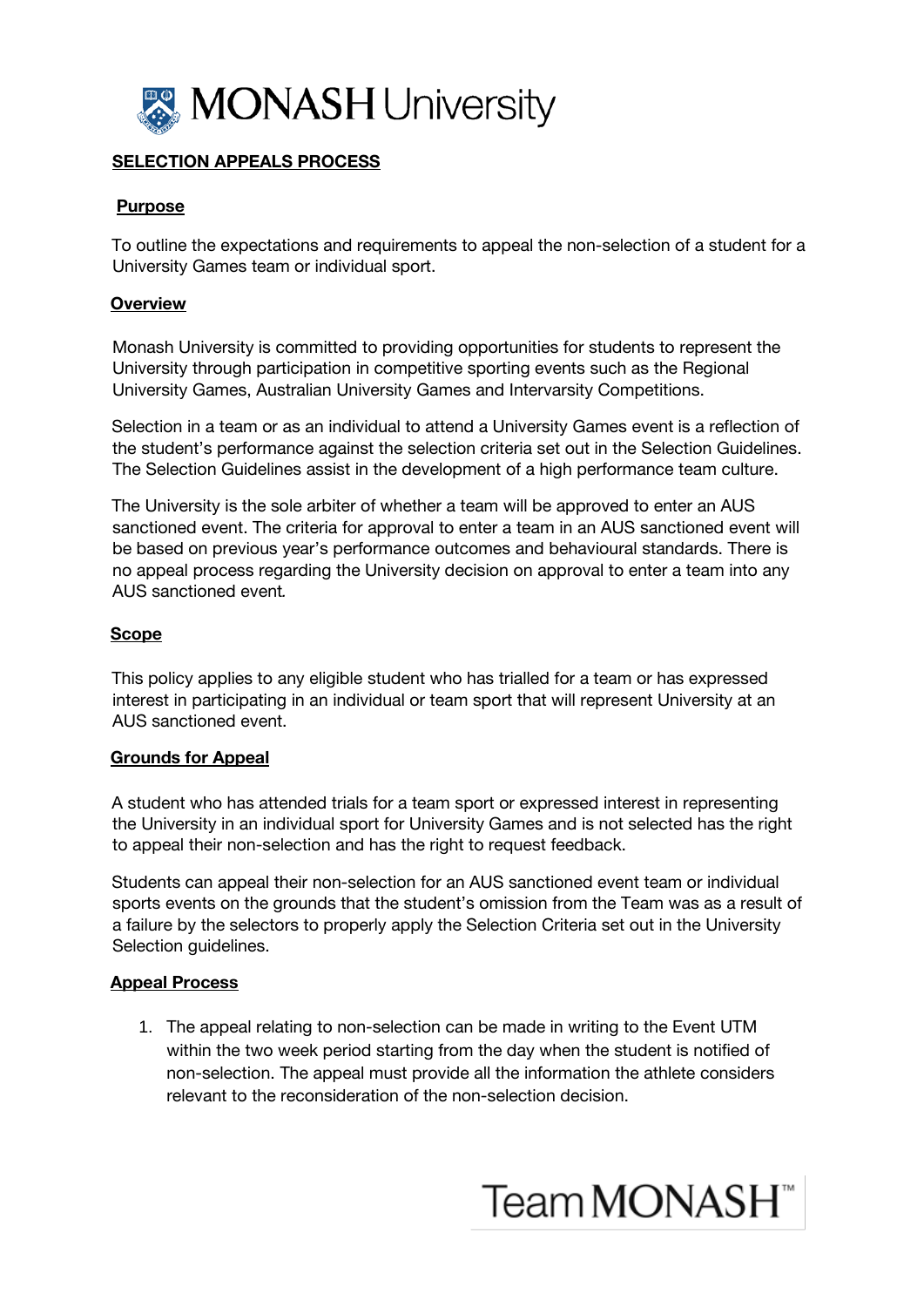## SELECTION APPEALS PROCESS

### Purpose

To outline the expectations and requirements to appeal the non-selection of a student for a University Games team or individual sport.

### Overview

Monash University is committed to providing opportunities for students to represent the University through participation in competitive sporting events such as the Regional University Games, Australian University Games and Intervarsity Competitions.

Selection in a team or as an individual to attend a University Games event is a reflection of the student's performance against the selection criteria set out in the Selection Guidelines. The Selection Guidelines assist in the development of a high performance team culture.

The University is the sole arbiter of whether a team will be approved to enter an AUS sanctioned event. The criteria for approval to enter a team in an AUS sanctioned event will be based on previous year's performance outcomes and behavioural standards. There is no appeal process regarding the University decision on approval to enter a team into any AUS sanctioned event.

### Scope

This policy applies to any eligible student who has trialled for a team or has expressed interest in participating in an individual or team sport that will represent University at an AUS sanctioned event.

### Grounds for Appeal

A student who has attended trials for a team sport or expressed interest in representing the University in an individual sport for University Games and is not selected has the right to appeal their non-selection and has the right to request feedback.

Students can appeal their non-selection for an AUS sanctioned event team or individual sports events on the grounds that the student's omission from the Team was as a result of a failure by the selectors to properly apply the Selection Criteria set out in the University Selection guidelines.

### Appeal Process

1. The appeal relating to non-selection can be made in writing to the Event UTM within the two week period starting from the day when the student is notified of non-selection. The appeal must provide all the information the athlete considers relevant to the reconsideration of the non-selection decision.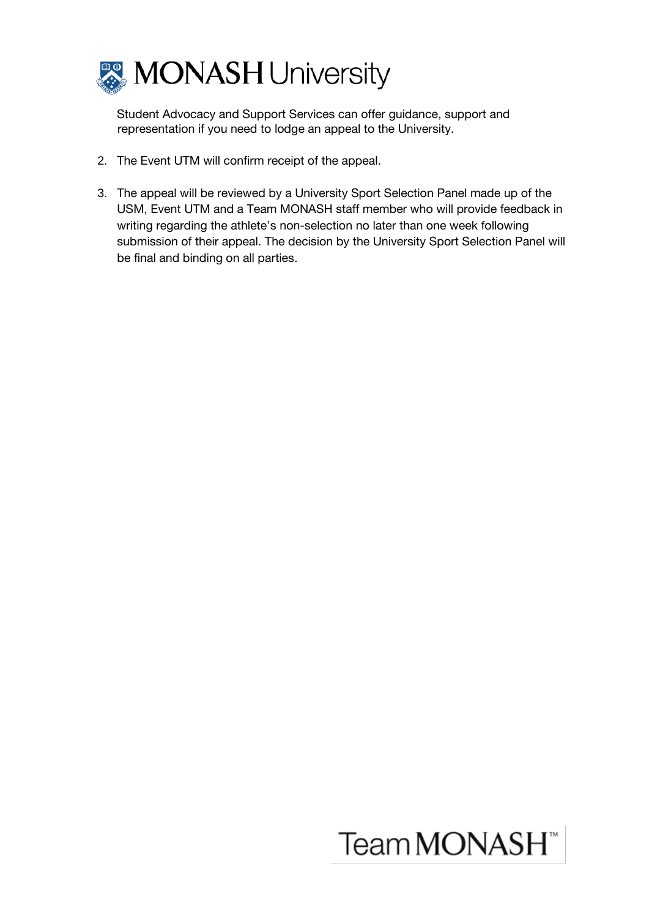Student Advocacy and Support Services can offer guidance, support and representation if you need to lodge an appeal to the University.

2. The Event UTM will confirm receipt of the appeal.

3. The appeal will be reviewed by a University Sport Selection Panel made up of the USM, Event UTM and a Team MONASH staff member who will provide feedback in writing regarding the athlete's non-selection no later than one week following submission of their appeal. The decision by the University Sport Selection Panel will be final and binding on all parties.